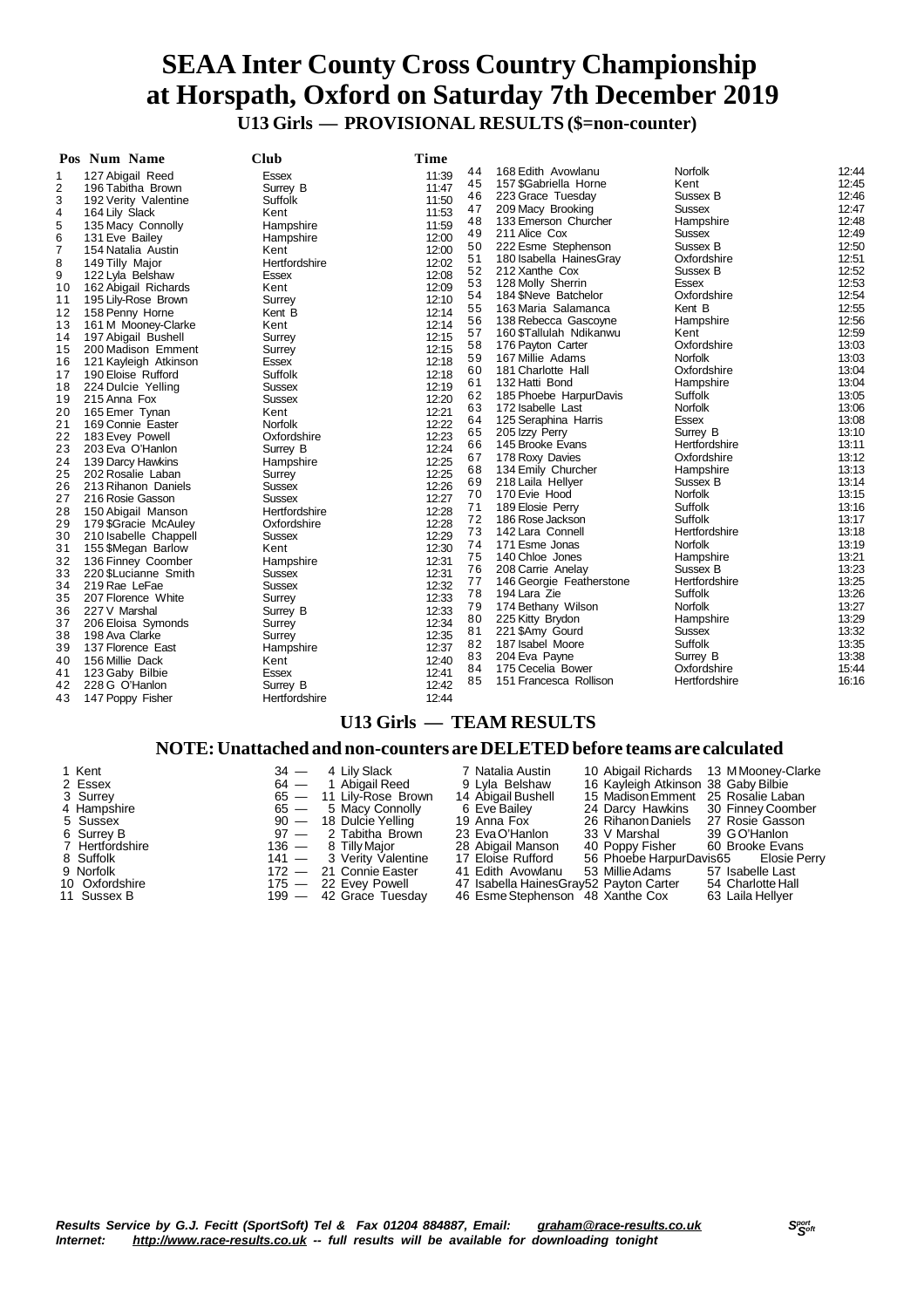# SEAA Inter County Cross Country Championship at Horspath, Oxford on Saturday 7th December 2019

## U13 Girls — PROVISIONAL RESULTS ($=non-counter)

| Pos | Num Name | Club | Time |
|---|---|---|---|
| 1 | 127 Abigail Reed | Essex | 11:39 |
| 2 | 196 Tabitha Brown | Surrey B | 11:47 |
| 3 | 192 Verity Valentine | Suffolk | 11:50 |
| 4 | 164 Lily Slack | Kent | 11:53 |
| 5 | 135 Macy Connolly | Hampshire | 11:59 |
| 6 | 131 Eve Bailey | Hampshire | 12:00 |
| 7 | 154 Natalia Austin | Kent | 12:00 |
| 8 | 149 Tilly Major | Hertfordshire | 12:02 |
| 9 | 122 Lyla Belshaw | Essex | 12:08 |
| 10 | 162 Abigail Richards | Kent | 12:09 |
| 11 | 195 Lily-Rose Brown | Surrey | 12:10 |
| 12 | 158 Penny Horne | Kent B | 12:14 |
| 13 | 161 M Mooney-Clarke | Kent | 12:14 |
| 14 | 197 Abigail Bushell | Surrey | 12:15 |
| 15 | 200 Madison Emment | Surrey | 12:15 |
| 16 | 121 Kayleigh Atkinson | Essex | 12:18 |
| 17 | 190 Eloise Rufford | Suffolk | 12:18 |
| 18 | 224 Dulcie Yelling | Sussex | 12:19 |
| 19 | 215 Anna Fox | Sussex | 12:20 |
| 20 | 165 Emer Tynan | Kent | 12:21 |
| 21 | 169 Connie Easter | Norfolk | 12:22 |
| 22 | 183 Evey Powell | Oxfordshire | 12:23 |
| 23 | 203 Eva O'Hanlon | Surrey B | 12:24 |
| 24 | 139 Darcy Hawkins | Hampshire | 12:25 |
| 25 | 202 Rosalie Laban | Surrey | 12:25 |
| 26 | 213 Rihanon Daniels | Sussex | 12:26 |
| 27 | 216 Rosie Gasson | Sussex | 12:27 |
| 28 | 150 Abigail Manson | Hertfordshire | 12:28 |
| 29 | 179 $Gracie McAuley | Oxfordshire | 12:28 |
| 30 | 210 Isabelle Chappell | Sussex | 12:29 |
| 31 | 155 $Megan Barlow | Kent | 12:30 |
| 32 | 136 Finney Coomber | Hampshire | 12:31 |
| 33 | 220 $Lucianne Smith | Sussex | 12:31 |
| 34 | 219 Rae LeFae | Sussex | 12:32 |
| 35 | 207 Florence White | Surrey | 12:33 |
| 36 | 227 V Marshal | Surrey B | 12:33 |
| 37 | 206 Eloisa Symonds | Surrey | 12:34 |
| 38 | 198 Ava Clarke | Surrey | 12:35 |
| 39 | 137 Florence East | Hampshire | 12:37 |
| 40 | 156 Millie Dack | Kent | 12:40 |
| 41 | 123 Gaby Bilbie | Essex | 12:41 |
| 42 | 228 G O'Hanlon | Surrey B | 12:42 |
| 43 | 147 Poppy Fisher | Hertfordshire | 12:44 |
| 44 | 168 Edith Avowlanu | Norfolk | 12:44 |
| 45 | 157 $Gabriella Horne | Kent | 12:45 |
| 46 | 223 Grace Tuesday | Sussex B | 12:46 |
| 47 | 209 Macy Brooking | Sussex | 12:47 |
| 48 | 133 Emerson Churcher | Hampshire | 12:48 |
| 49 | 211 Alice Cox | Sussex | 12:49 |
| 50 | 222 Esme Stephenson | Sussex B | 12:50 |
| 51 | 180 Isabella HainesGray | Oxfordshire | 12:51 |
| 52 | 212 Xanthe Cox | Sussex B | 12:52 |
| 53 | 128 Molly Sherrin | Essex | 12:53 |
| 54 | 184 $Neve Batchelor | Oxfordshire | 12:54 |
| 55 | 163 Maria Salamanca | Kent B | 12:55 |
| 56 | 138 Rebecca Gascoyne | Hampshire | 12:56 |
| 57 | 160 $Tallulah Ndikanwu | Kent | 12:59 |
| 58 | 176 Payton Carter | Oxfordshire | 13:03 |
| 59 | 167 Millie Adams | Norfolk | 13:03 |
| 60 | 181 Charlotte Hall | Oxfordshire | 13:04 |
| 61 | 132 Hatti Bond | Hampshire | 13:04 |
| 62 | 185 Phoebe HarpurDavis | Suffolk | 13:05 |
| 63 | 172 Isabelle Last | Norfolk | 13:06 |
| 64 | 125 Seraphina Harris | Essex | 13:08 |
| 65 | 205 Izzy Perry | Surrey B | 13:10 |
| 66 | 145 Brooke Evans | Hertfordshire | 13:11 |
| 67 | 178 Roxy Davies | Oxfordshire | 13:12 |
| 68 | 134 Emily Churcher | Hampshire | 13:13 |
| 69 | 218 Laila Hellyer | Sussex B | 13:14 |
| 70 | 170 Evie Hood | Norfolk | 13:15 |
| 71 | 189 Elosie Perry | Suffolk | 13:16 |
| 72 | 186 Rose Jackson | Suffolk | 13:17 |
| 73 | 142 Lara Connell | Hertfordshire | 13:18 |
| 74 | 171 Esme Jonas | Norfolk | 13:19 |
| 75 | 140 Chloe Jones | Hampshire | 13:21 |
| 76 | 208 Carrie Anelay | Sussex B | 13:23 |
| 77 | 146 Georgie Featherstone | Hertfordshire | 13:25 |
| 78 | 194 Lara Zie | Suffolk | 13:26 |
| 79 | 174 Bethany Wilson | Norfolk | 13:27 |
| 80 | 225 Kitty Brydon | Hampshire | 13:29 |
| 81 | 221 $Amy Gourd | Sussex | 13:32 |
| 82 | 187 Isabel Moore | Suffolk | 13:35 |
| 83 | 204 Eva Payne | Surrey B | 13:38 |
| 84 | 175 Cecelia Bower | Oxfordshire | 15:44 |
| 85 | 151 Francesca Rollison | Hertfordshire | 16:16 |

## U13 Girls — TEAM RESULTS

### NOTE: Unattached and non-counters are DELETED before teams are calculated

| Pos | Team | Points | | | | | |
|---|---|---|---|---|---|---|---|
| 1 | Kent | 34 | 4 Lily Slack | 7 Natalia Austin | 10 Abigail Richards | 13 M Mooney-Clarke |
| 2 | Essex | 64 | 1 Abigail Reed | 9 Lyla Belshaw | 16 Kayleigh Atkinson | 38 Gaby Bilbie |
| 3 | Surrey | 65 | 11 Lily-Rose Brown | 14 Abigail Bushell | 15 Madison Emment | 25 Rosalie Laban |
| 4 | Hampshire | 65 | 5 Macy Connolly | 6 Eve Bailey | 24 Darcy Hawkins | 30 Finney Coomber |
| 5 | Sussex | 90 | 18 Dulcie Yelling | 19 Anna Fox | 26 Rihanon Daniels | 27 Rosie Gasson |
| 6 | Surrey B | 97 | 2 Tabitha Brown | 23 Eva O'Hanlon | 33 V Marshal | 39 G O'Hanlon |
| 7 | Hertfordshire | 136 | 8 Tilly Major | 28 Abigail Manson | 40 Poppy Fisher | 60 Brooke Evans |
| 8 | Suffolk | 141 | 3 Verity Valentine | 17 Eloise Rufford | 56 Phoebe HarpurDavis | 65 Elosie Perry |
| 9 | Norfolk | 172 | 21 Connie Easter | 41 Edith Avowlanu | 53 Millie Adams | 57 Isabelle Last |
| 10 | Oxfordshire | 175 | 22 Evey Powell | 47 Isabella HainesGray | 52 Payton Carter | 54 Charlotte Hall |
| 11 | Sussex B | 199 | 42 Grace Tuesday | 46 Esme Stephenson | 48 Xanthe Cox | 63 Laila Hellyer |

*Results Service by G.J. Fecitt (SportSoft) Tel & Fax 01204 884887, Email: graham@race-results.co.uk*
*Internet: http://www.race-results.co.uk -- full results will be available for downloading tonight*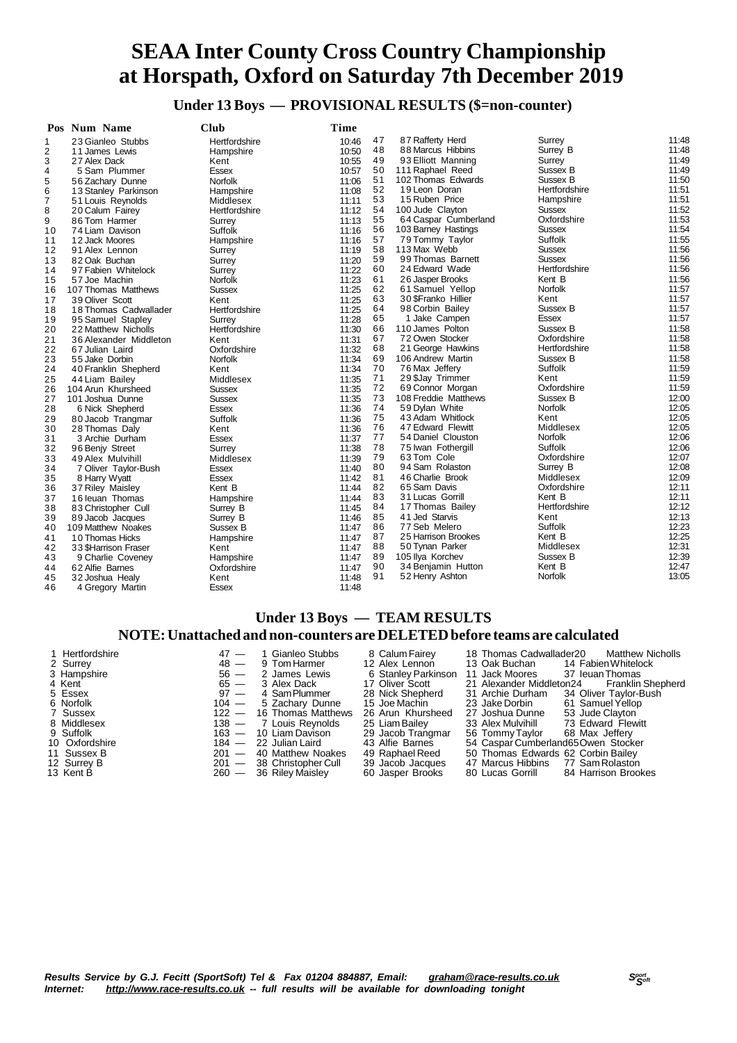# SEAA Inter County Cross Country Championship at Horspath, Oxford on Saturday 7th December 2019

## Under 13 Boys — PROVISIONAL RESULTS ($=non-counter)

| Pos | Num | Name | Club | Time |
|---|---|---|---|---|
| 1 | 23 | Gianleo Stubbs | Hertfordshire | 10:46 |
| 2 | 11 | James Lewis | Hampshire | 10:50 |
| 3 | 27 | Alex Dack | Kent | 10:55 |
| 4 | 5 | Sam Plummer | Essex | 10:57 |
| 5 | 56 | Zachary Dunne | Norfolk | 11:06 |
| 6 | 13 | Stanley Parkinson | Hampshire | 11:08 |
| 7 | 51 | Louis Reynolds | Middlesex | 11:11 |
| 8 | 20 | Calum Fairey | Hertfordshire | 11:12 |
| 9 | 86 | Tom Harmer | Surrey | 11:13 |
| 10 | 74 | Liam Davison | Suffolk | 11:16 |
| 11 | 12 | Jack Moores | Hampshire | 11:16 |
| 12 | 91 | Alex Lennon | Surrey | 11:19 |
| 13 | 82 | Oak Buchan | Surrey | 11:20 |
| 14 | 97 | Fabien Whitelock | Surrey | 11:22 |
| 15 | 57 | Joe Machin | Norfolk | 11:23 |
| 16 | 107 | Thomas Matthews | Sussex | 11:25 |
| 17 | 39 | Oliver Scott | Kent | 11:25 |
| 18 | 18 | Thomas Cadwallader | Hertfordshire | 11:25 |
| 19 | 95 | Samuel Stapley | Surrey | 11:28 |
| 20 | 22 | Matthew Nicholls | Hertfordshire | 11:30 |
| 21 | 36 | Alexander Middleton | Kent | 11:31 |
| 22 | 67 | Julian Laird | Oxfordshire | 11:32 |
| 23 | 55 | Jake Dorbin | Norfolk | 11:34 |
| 24 | 40 | Franklin Shepherd | Kent | 11:34 |
| 25 | 44 | Liam Bailey | Middlesex | 11:35 |
| 26 | 104 | Arun Khursheed | Sussex | 11:35 |
| 27 | 101 | Joshua Dunne | Sussex | 11:35 |
| 28 | 6 | Nick Shepherd | Essex | 11:36 |
| 29 | 80 | Jacob Trangmar | Suffolk | 11:36 |
| 30 | 28 | Thomas Daly | Kent | 11:36 |
| 31 | 3 | Archie Durham | Essex | 11:37 |
| 32 | 96 | Benjy Street | Surrey | 11:38 |
| 33 | 49 | Alex Mulvihill | Middlesex | 11:39 |
| 34 | 7 | Oliver Taylor-Bush | Essex | 11:40 |
| 35 | 8 | Harry Wyatt | Essex | 11:42 |
| 36 | 37 | Riley Maisley | Kent B | 11:44 |
| 37 | 16 | Ieuan Thomas | Hampshire | 11:44 |
| 38 | 83 | Christopher Cull | Surrey B | 11:45 |
| 39 | 89 | Jacob Jacques | Surrey B | 11:46 |
| 40 | 109 | Matthew Noakes | Sussex B | 11:47 |
| 41 | 10 | Thomas Hicks | Hampshire | 11:47 |
| 42 | 33 | $Harrison Fraser | Kent | 11:47 |
| 43 | 9 | Charlie Coveney | Hampshire | 11:47 |
| 44 | 62 | Alfie Barnes | Oxfordshire | 11:47 |
| 45 | 32 | Joshua Healy | Kent | 11:48 |
| 46 | 4 | Gregory Martin | Essex | 11:48 |
| 47 | 87 | Rafferty Herd | Surrey | 11:48 |
| 48 | 88 | Marcus Hibbins | Surrey B | 11:48 |
| 49 | 93 | Elliott Manning | Surrey | 11:49 |
| 50 | 111 | Raphael Reed | Sussex B | 11:49 |
| 51 | 102 | Thomas Edwards | Sussex B | 11:50 |
| 52 | 19 | Leon Doran | Hertfordshire | 11:51 |
| 53 | 15 | Ruben Price | Hampshire | 11:51 |
| 54 | 100 | Jude Clayton | Sussex | 11:52 |
| 55 | 64 | Caspar Cumberland | Oxfordshire | 11:53 |
| 56 | 103 | Barney Hastings | Sussex | 11:54 |
| 57 | 79 | Tommy Taylor | Suffolk | 11:55 |
| 58 | 113 | Max Webb | Sussex | 11:56 |
| 59 | 99 | Thomas Barnett | Sussex | 11:56 |
| 60 | 24 | Edward Wade | Hertfordshire | 11:56 |
| 61 | 26 | Jasper Brooks | Kent B | 11:56 |
| 62 | 61 | Samuel Yellop | Norfolk | 11:57 |
| 63 | 30 | $Franko Hillier | Kent | 11:57 |
| 64 | 98 | Corbin Bailey | Sussex B | 11:57 |
| 65 | 1 | Jake Campen | Essex | 11:57 |
| 66 | 110 | James Polton | Sussex B | 11:58 |
| 67 | 72 | Owen Stocker | Oxfordshire | 11:58 |
| 68 | 21 | George Hawkins | Hertfordshire | 11:58 |
| 69 | 106 | Andrew Martin | Sussex B | 11:58 |
| 70 | 76 | Max Jeffery | Suffolk | 11:59 |
| 71 | 29 | $Jay Trimmer | Kent | 11:59 |
| 72 | 69 | Connor Morgan | Oxfordshire | 11:59 |
| 73 | 108 | Freddie Matthews | Sussex B | 12:00 |
| 74 | 59 | Dylan White | Norfolk | 12:05 |
| 75 | 43 | Adam Whitlock | Kent | 12:05 |
| 76 | 47 | Edward Flewitt | Middlesex | 12:05 |
| 77 | 54 | Daniel Clouston | Norfolk | 12:06 |
| 78 | 75 | Iwan Fothergill | Suffolk | 12:06 |
| 79 | 63 | Tom Cole | Oxfordshire | 12:07 |
| 80 | 94 | Sam Rolaston | Surrey B | 12:08 |
| 81 | 46 | Charlie Brook | Middlesex | 12:09 |
| 82 | 65 | Sam Davis | Oxfordshire | 12:11 |
| 83 | 31 | Lucas Gorrill | Kent B | 12:11 |
| 84 | 17 | Thomas Bailey | Hertfordshire | 12:12 |
| 85 | 41 | Jed Starvis | Kent | 12:13 |
| 86 | 77 | Seb Melero | Suffolk | 12:23 |
| 87 | 25 | Harrison Brookes | Kent B | 12:25 |
| 88 | 50 | Tynan Parker | Middlesex | 12:31 |
| 89 | 105 | Ilya Korchev | Sussex B | 12:39 |
| 90 | 34 | Benjamin Hutton | Kent B | 12:47 |
| 91 | 52 | Henry Ashton | Norfolk | 13:05 |

## Under 13 Boys — TEAM RESULTS

### NOTE: Unattached and non-counters are DELETED before teams are calculated

| Pos | Team | Points | | | | | | |
|---|---|---|---|---|---|---|---|---|
| 1 | Hertfordshire | 47 | 1 Gianleo Stubbs | 8 Calum Fairey | 18 Thomas Cadwallader | 20 Matthew Nicholls | | |
| 2 | Surrey | 48 | 9 Tom Harmer | 12 Alex Lennon | 13 Oak Buchan | 14 Fabien Whitelock | | |
| 3 | Hampshire | 56 | 2 James Lewis | 6 Stanley Parkinson | 11 Jack Moores | 37 Ieuan Thomas | | |
| 4 | Kent | 65 | 3 Alex Dack | 17 Oliver Scott | 21 Alexander Middleton | 24 Franklin Shepherd | | |
| 5 | Essex | 97 | 4 Sam Plummer | 28 Nick Shepherd | 31 Archie Durham | 34 Oliver Taylor-Bush | | |
| 6 | Norfolk | 104 | 5 Zachary Dunne | 15 Joe Machin | 23 Jake Dorbin | 61 Samuel Yellop | | |
| 7 | Sussex | 122 | 16 Thomas Matthews | 26 Arun Khursheed | 27 Joshua Dunne | 53 Jude Clayton | | |
| 8 | Middlesex | 138 | 7 Louis Reynolds | 25 Liam Bailey | 33 Alex Mulvihill | 73 Edward Flewitt | | |
| 9 | Suffolk | 163 | 10 Liam Davison | 29 Jacob Trangmar | 56 Tommy Taylor | 68 Max Jeffery | | |
| 10 | Oxfordshire | 184 | 22 Julian Laird | 43 Alfie Barnes | 54 Caspar Cumberland | 65 Owen Stocker | | |
| 11 | Sussex B | 201 | 40 Matthew Noakes | 49 Raphael Reed | 50 Thomas Edwards | 62 Corbin Bailey | | |
| 12 | Surrey B | 201 | 38 Christopher Cull | 39 Jacob Jacques | 47 Marcus Hibbins | 77 Sam Rolaston | | |
| 13 | Kent B | 260 | 36 Riley Maisley | 60 Jasper Brooks | 80 Lucas Gorrill | 84 Harrison Brookes | | |

*Results Service by G.J. Fecitt (SportSoft) Tel & Fax 01204 884887, Email: graham@race-results.co.uk*
*Internet: http://www.race-results.co.uk -- full results will be available for downloading tonight*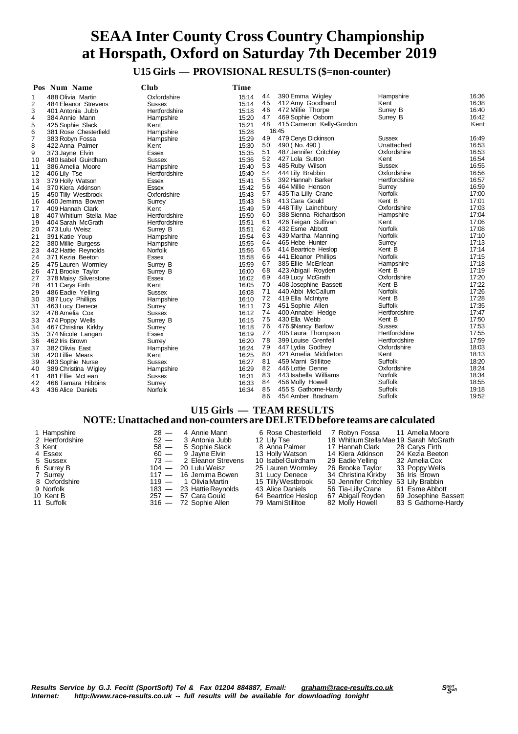# SEAA Inter County Cross Country Championship at Horspath, Oxford on Saturday 7th December 2019

## U15 Girls — PROVISIONAL RESULTS ($=non-counter)

| Pos | Num | Name | Club | Time |
|---|---|---|---|---|
| 1 | 488 | Olivia Martin | Oxfordshire | 15:14 |
| 2 | 484 | Eleanor Strevens | Sussex | 15:14 |
| 3 | 401 | Antonia Jubb | Hertfordshire | 15:18 |
| 4 | 384 | Annie Mann | Hampshire | 15:20 |
| 5 | 425 | Sophie Slack | Kent | 15:21 |
| 6 | 381 | Rose Chesterfield | Hampshire | 15:28 |
| 7 | 383 | Robyn Fossa | Hampshire | 15:29 |
| 8 | 422 | Anna Palmer | Kent | 15:30 |
| 9 | 373 | Jayne Elvin | Essex | 15:35 |
| 10 | 480 | Isabel Guirdham | Sussex | 15:36 |
| 11 | 386 | Amelia Moore | Hampshire | 15:40 |
| 12 | 406 | Lily Tse | Hertfordshire | 15:40 |
| 13 | 379 | Holly Watson | Essex | 15:41 |
| 14 | 370 | Kiera Atkinson | Essex | 15:42 |
| 15 | 450 | Tilly Westbrook | Oxfordshire | 15:43 |
| 16 | 460 | Jemima Bowen | Surrey | 15:43 |
| 17 | 409 | Hannah Clark | Kent | 15:49 |
| 18 | 407 | Whitlum Stella Mae | Hertfordshire | 15:50 |
| 19 | 404 | Sarah McGrath | Hertfordshire | 15:51 |
| 20 | 473 | Lulu Weisz | Surrey B | 15:51 |
| 21 | 391 | Katie Youp | Hampshire | 15:54 |
| 22 | 380 | Millie Burgess | Hampshire | 15:55 |
| 23 | 442 | Hattie Reynolds | Norfolk | 15:56 |
| 24 | 371 | Kezia Beeton | Essex | 15:58 |
| 25 | 475 | Lauren Wormley | Surrey B | 15:59 |
| 26 | 471 | Brooke Taylor | Surrey B | 16:00 |
| 27 | 378 | Maisy Silverstone | Essex | 16:02 |
| 28 | 411 | Carys Firth | Kent | 16:05 |
| 29 | 486 | Eadie Yelling | Sussex | 16:08 |
| 30 | 387 | Lucy Phillips | Hampshire | 16:10 |
| 31 | 463 | Lucy Denece | Surrey | 16:11 |
| 32 | 478 | Amelia Cox | Sussex | 16:12 |
| 33 | 474 | Poppy Wells | Surrey B | 16:15 |
| 34 | 467 | Christina Kirkby | Surrey | 16:18 |
| 35 | 374 | Nicole Langan | Essex | 16:19 |
| 36 | 462 | Iris Brown | Surrey | 16:20 |
| 37 | 382 | Olivia East | Hampshire | 16:24 |
| 38 | 420 | Lillie Mears | Kent | 16:25 |
| 39 | 483 | Sophie Nurse | Sussex | 16:27 |
| 40 | 389 | Christina Wigley | Hampshire | 16:29 |
| 41 | 481 | Ellie McLean | Sussex | 16:31 |
| 42 | 466 | Tamara Hibbins | Surrey | 16:33 |
| 43 | 436 | Alice Daniels | Norfolk | 16:34 |
| 44 | 390 | Emma Wigley | Hampshire | 16:36 |
| 45 | 412 | Amy Goodhand | Kent | 16:38 |
| 46 | 472 | Millie Thorpe | Surrey B | 16:40 |
| 47 | 469 | Sophie Osborn | Surrey B | 16:42 |
| 48 | 415 | Cameron Kelly-Gordon | Kent | 16:45 |
| 49 | 479 | Cerys Dickinson | Sussex | 16:49 |
| 50 | 490 | ( No. 490 ) | Unattached | 16:53 |
| 51 | 487 | Jennifer Critchley | Oxfordshire | 16:53 |
| 52 | 427 | Lola Sutton | Kent | 16:54 |
| 53 | 485 | Ruby Wilson | Sussex | 16:55 |
| 54 | 444 | Lily Brabbin | Oxfordshire | 16:56 |
| 55 | 392 | Hannah Barker | Hertfordshire | 16:57 |
| 56 | 464 | Millie Henson | Surrey | 16:59 |
| 57 | 435 | Tia-Lilly Crane | Norfolk | 17:00 |
| 58 | 413 | Cara Gould | Kent B | 17:01 |
| 59 | 448 | Tilly Lainchbury | Oxfordshire | 17:03 |
| 60 | 388 | Sienna Richardson | Hampshire | 17:04 |
| 61 | 426 | Teigan Sullivan | Kent | 17:06 |
| 62 | 432 | Esme Abbott | Norfolk | 17:08 |
| 63 | 439 | Martha Manning | Norfolk | 17:10 |
| 64 | 465 | Hebe Hunter | Surrey | 17:13 |
| 65 | 414 | Beartrice Heslop | Kent B | 17:14 |
| 66 | 441 | Eleanor Phillips | Norfolk | 17:15 |
| 67 | 385 | Ellie McErlean | Hampshire | 17:18 |
| 68 | 423 | Abigail Royden | Kent B | 17:19 |
| 69 | 449 | Lucy McGrath | Oxfordshire | 17:20 |
| 70 | 408 | Josephine Bassett | Kent B | 17:22 |
| 71 | 440 | Abbi McCallum | Norfolk | 17:26 |
| 72 | 419 | Ella McIntyre | Kent B | 17:28 |
| 73 | 451 | Sophie Allen | Suffolk | 17:35 |
| 74 | 400 | Annabel Hedge | Hertfordshire | 17:47 |
| 75 | 430 | Ella Webb | Kent B | 17:50 |
| 76 | 476 | $Nancy Barlow | Sussex | 17:53 |
| 77 | 405 | Laura Thompson | Hertfordshire | 17:55 |
| 78 | 399 | Louise Grenfell | Hertfordshire | 17:59 |
| 79 | 447 | Lydia Godfrey | Oxfordshire | 18:03 |
| 80 | 421 | Amelia Middleton | Kent | 18:13 |
| 81 | 459 | Marni Stillitoe | Suffolk | 18:20 |
| 82 | 446 | Lottie Denne | Oxfordshire | 18:24 |
| 83 | 443 | Isabella Williams | Norfolk | 18:34 |
| 84 | 456 | Molly Howell | Suffolk | 18:55 |
| 85 | 455 | S Gathorne-Hardy | Suffolk | 19:18 |
| 86 | 454 | Amber Bradnam | Suffolk | 19:52 |

## U15 Girls — TEAM RESULTS

### NOTE: Unattached and non-counters are DELETED before teams are calculated

| Pos | Team | Points | 1st | 2nd | 3rd | 4th |
|---|---|---|---|---|---|---|
| 1 | Hampshire | 28 | 4 Annie Mann | 6 Rose Chesterfield | 7 Robyn Fossa | 11 Amelia Moore |
| 2 | Hertfordshire | 52 | 3 Antonia Jubb | 12 Lily Tse | 18 Whitlum Stella Mae | 19 Sarah McGrath |
| 3 | Kent | 58 | 5 Sophie Slack | 8 Anna Palmer | 17 Hannah Clark | 28 Carys Firth |
| 4 | Essex | 60 | 9 Jayne Elvin | 13 Holly Watson | 14 Kiera Atkinson | 24 Kezia Beeton |
| 5 | Sussex | 73 | 2 Eleanor Strevens | 10 Isabel Guirdham | 29 Eadie Yelling | 32 Amelia Cox |
| 6 | Surrey B | 104 | 20 Lulu Weisz | 25 Lauren Wormley | 26 Brooke Taylor | 33 Poppy Wells |
| 7 | Surrey | 117 | 16 Jemima Bowen | 31 Lucy Denece | 34 Christina Kirkby | 36 Iris Brown |
| 8 | Oxfordshire | 119 | 1 Olivia Martin | 15 Tilly Westbrook | 50 Jennifer Critchley | 53 Lily Brabbin |
| 9 | Norfolk | 183 | 23 Hattie Reynolds | 43 Alice Daniels | 56 Tia-Lilly Crane | 61 Esme Abbott |
| 10 | Kent B | 257 | 57 Cara Gould | 64 Beartrice Heslop | 67 Abigail Royden | 69 Josephine Bassett |
| 11 | Suffolk | 316 | 72 Sophie Allen | 79 Marni Stillitoe | 82 Molly Howell | 83 S Gathorne-Hardy |

*Results Service by G.J. Fecitt (SportSoft) Tel & Fax 01204 884887, Email: graham@race-results.co.uk*
*Internet: http://www.race-results.co.uk -- full results will be available for downloading tonight*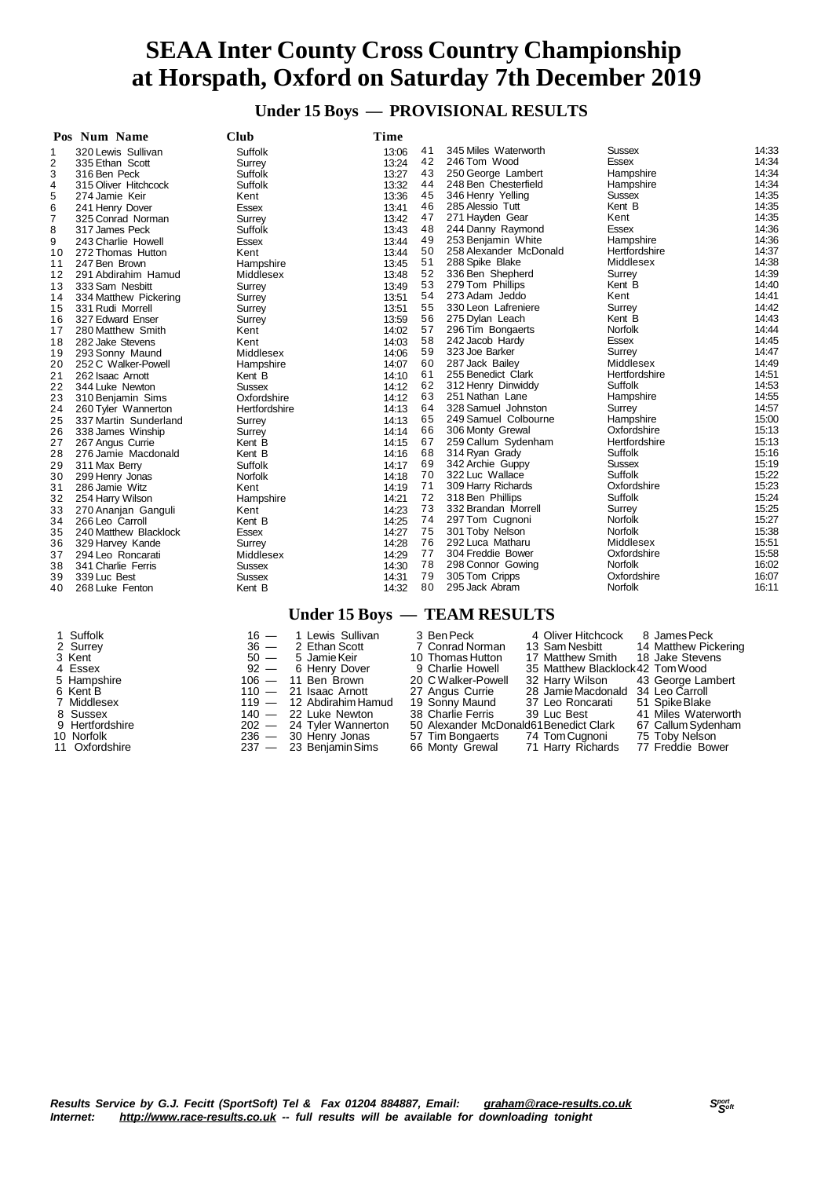# SEAA Inter County Cross Country Championship at Horspath, Oxford on Saturday 7th December 2019

## Under 15 Boys — PROVISIONAL RESULTS

| Pos | Num | Name | Club | Time |
|---|---|---|---|---|
| 1 | 320 | Lewis Sullivan | Suffolk | 13:06 |
| 2 | 335 | Ethan Scott | Surrey | 13:24 |
| 3 | 316 | Ben Peck | Suffolk | 13:27 |
| 4 | 315 | Oliver Hitchcock | Suffolk | 13:32 |
| 5 | 274 | Jamie Keir | Kent | 13:36 |
| 6 | 241 | Henry Dover | Essex | 13:41 |
| 7 | 325 | Conrad Norman | Surrey | 13:42 |
| 8 | 317 | James Peck | Suffolk | 13:43 |
| 9 | 243 | Charlie Howell | Essex | 13:44 |
| 10 | 272 | Thomas Hutton | Kent | 13:44 |
| 11 | 247 | Ben Brown | Hampshire | 13:45 |
| 12 | 291 | Abdirahim Hamud | Middlesex | 13:48 |
| 13 | 333 | Sam Nesbitt | Surrey | 13:49 |
| 14 | 334 | Matthew Pickering | Surrey | 13:51 |
| 15 | 331 | Rudi Morrell | Surrey | 13:51 |
| 16 | 327 | Edward Enser | Surrey | 13:59 |
| 17 | 280 | Matthew Smith | Kent | 14:02 |
| 18 | 282 | Jake Stevens | Kent | 14:03 |
| 19 | 293 | Sonny Maund | Middlesex | 14:06 |
| 20 | 252 | C Walker-Powell | Hampshire | 14:07 |
| 21 | 262 | Isaac Arnott | Kent B | 14:10 |
| 22 | 344 | Luke Newton | Sussex | 14:12 |
| 23 | 310 | Benjamin Sims | Oxfordshire | 14:12 |
| 24 | 260 | Tyler Wannerton | Hertfordshire | 14:13 |
| 25 | 337 | Martin Sunderland | Surrey | 14:13 |
| 26 | 338 | James Winship | Surrey | 14:14 |
| 27 | 267 | Angus Currie | Kent B | 14:15 |
| 28 | 276 | Jamie Macdonald | Kent B | 14:16 |
| 29 | 311 | Max Berry | Suffolk | 14:17 |
| 30 | 299 | Henry Jonas | Norfolk | 14:18 |
| 31 | 286 | Jamie Witz | Kent | 14:19 |
| 32 | 254 | Harry Wilson | Hampshire | 14:21 |
| 33 | 270 | Ananjan Ganguli | Kent | 14:23 |
| 34 | 266 | Leo Carroll | Kent B | 14:25 |
| 35 | 240 | Matthew Blacklock | Essex | 14:27 |
| 36 | 329 | Harvey Kande | Surrey | 14:28 |
| 37 | 294 | Leo Roncarati | Middlesex | 14:29 |
| 38 | 341 | Charlie Ferris | Sussex | 14:30 |
| 39 | 339 | Luc Best | Sussex | 14:31 |
| 40 | 268 | Luke Fenton | Kent B | 14:32 |
| 41 | 345 | Miles Waterworth | Sussex | 14:33 |
| 42 | 246 | Tom Wood | Essex | 14:34 |
| 43 | 250 | George Lambert | Hampshire | 14:34 |
| 44 | 248 | Ben Chesterfield | Hampshire | 14:34 |
| 45 | 346 | Henry Yelling | Sussex | 14:35 |
| 46 | 285 | Alessio Tutt | Kent B | 14:35 |
| 47 | 271 | Hayden Gear | Kent | 14:35 |
| 48 | 244 | Danny Raymond | Essex | 14:36 |
| 49 | 253 | Benjamin White | Hampshire | 14:36 |
| 50 | 258 | Alexander McDonald | Hertfordshire | 14:37 |
| 51 | 288 | Spike Blake | Middlesex | 14:38 |
| 52 | 336 | Ben Shepherd | Surrey | 14:39 |
| 53 | 279 | Tom Phillips | Kent B | 14:40 |
| 54 | 273 | Adam Jeddo | Kent | 14:41 |
| 55 | 330 | Leon Lafreniere | Surrey | 14:42 |
| 56 | 275 | Dylan Leach | Kent B | 14:43 |
| 57 | 296 | Tim Bongaerts | Norfolk | 14:44 |
| 58 | 242 | Jacob Hardy | Essex | 14:45 |
| 59 | 323 | Joe Barker | Surrey | 14:47 |
| 60 | 287 | Jack Bailey | Middlesex | 14:49 |
| 61 | 255 | Benedict Clark | Hertfordshire | 14:51 |
| 62 | 312 | Henry Dinwiddy | Suffolk | 14:53 |
| 63 | 251 | Nathan Lane | Hampshire | 14:55 |
| 64 | 328 | Samuel Johnston | Surrey | 14:57 |
| 65 | 249 | Samuel Colbourne | Hampshire | 15:00 |
| 66 | 306 | Monty Grewal | Oxfordshire | 15:13 |
| 67 | 259 | Callum Sydenham | Hertfordshire | 15:13 |
| 68 | 314 | Ryan Grady | Suffolk | 15:16 |
| 69 | 342 | Archie Guppy | Sussex | 15:19 |
| 70 | 322 | Luc Wallace | Suffolk | 15:22 |
| 71 | 309 | Harry Richards | Oxfordshire | 15:23 |
| 72 | 318 | Ben Phillips | Suffolk | 15:24 |
| 73 | 332 | Brandan Morrell | Surrey | 15:25 |
| 74 | 297 | Tom Cugnoni | Norfolk | 15:27 |
| 75 | 301 | Toby Nelson | Norfolk | 15:38 |
| 76 | 292 | Luca Matharu | Middlesex | 15:51 |
| 77 | 304 | Freddie Bower | Oxfordshire | 15:58 |
| 78 | 298 | Connor Gowing | Norfolk | 16:02 |
| 79 | 305 | Tom Cripps | Oxfordshire | 16:07 |
| 80 | 295 | Jack Abram | Norfolk | 16:11 |

## Under 15 Boys — TEAM RESULTS

| Pos | Team | Points | 1st | 2nd | 3rd | 4th |
|---|---|---|---|---|---|---|
| 1 | Suffolk | 16 | 1 Lewis Sullivan | 3 Ben Peck | 4 Oliver Hitchcock | 8 James Peck |
| 2 | Surrey | 36 | 2 Ethan Scott | 7 Conrad Norman | 13 Sam Nesbitt | 14 Matthew Pickering |
| 3 | Kent | 50 | 5 Jamie Keir | 10 Thomas Hutton | 17 Matthew Smith | 18 Jake Stevens |
| 4 | Essex | 92 | 6 Henry Dover | 9 Charlie Howell | 35 Matthew Blacklock | 42 Tom Wood |
| 5 | Hampshire | 106 | 11 Ben Brown | 20 C Walker-Powell | 32 Harry Wilson | 43 George Lambert |
| 6 | Kent B | 110 | 21 Isaac Arnott | 27 Angus Currie | 28 Jamie Macdonald | 34 Leo Carroll |
| 7 | Middlesex | 119 | 12 Abdirahim Hamud | 19 Sonny Maund | 37 Leo Roncarati | 51 Spike Blake |
| 8 | Sussex | 140 | 22 Luke Newton | 38 Charlie Ferris | 39 Luc Best | 41 Miles Waterworth |
| 9 | Hertfordshire | 202 | 24 Tyler Wannerton | 50 Alexander McDonald | 61 Benedict Clark | 67 Callum Sydenham |
| 10 | Norfolk | 236 | 30 Henry Jonas | 57 Tim Bongaerts | 74 Tom Cugnoni | 75 Toby Nelson |
| 11 | Oxfordshire | 237 | 23 Benjamin Sims | 66 Monty Grewal | 71 Harry Richards | 77 Freddie Bower |

*Results Service by G.J. Fecitt (SportSoft) Tel & Fax 01204 884887, Email: graham@race-results.co.uk*
*Internet: http://www.race-results.co.uk -- full results will be available for downloading tonight*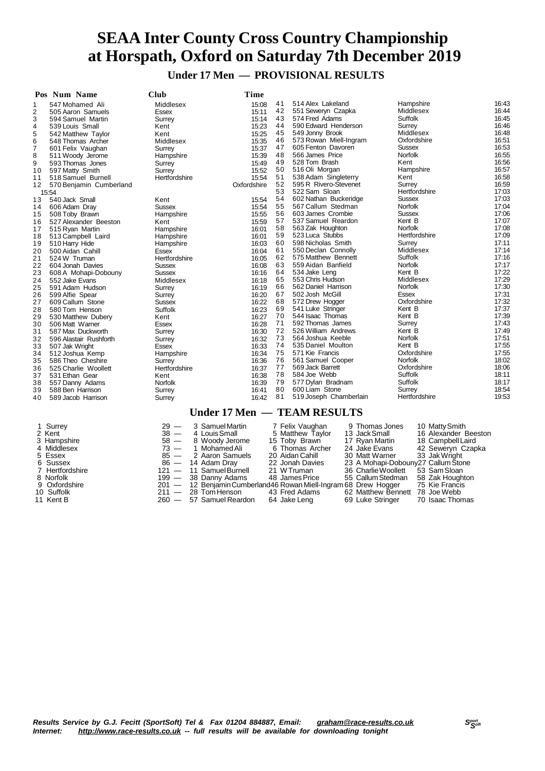# SEAA Inter County Cross Country Championship at Horspath, Oxford on Saturday 7th December 2019

## Under 17 Men — PROVISIONAL RESULTS

| Pos | Num | Name | Club | Time |
|---|---|---|---|---|
| 1 | 547 | Mohamed Ali | Middlesex | 15:08 |
| 2 | 505 | Aaron Samuels | Essex | 15:11 |
| 3 | 594 | Samuel Martin | Surrey | 15:14 |
| 4 | 539 | Louis Small | Kent | 15:23 |
| 5 | 542 | Matthew Taylor | Kent | 15:25 |
| 6 | 548 | Thomas Archer | Middlesex | 15:35 |
| 7 | 601 | Felix Vaughan | Surrey | 15:37 |
| 8 | 511 | Woody Jerome | Hampshire | 15:39 |
| 9 | 593 | Thomas Jones | Surrey | 15:49 |
| 10 | 597 | Matty Smith | Surrey | 15:52 |
| 11 | 518 | Samuel Burnell | Hertfordshire | 15:54 |
| 12 | 570 | Benjamin Cumberland | Oxfordshire | 15:54 |
| 13 | 540 | Jack Small | Kent | 15:54 |
| 14 | 606 | Adam Dray | Sussex | 15:54 |
| 15 | 508 | Toby Brawn | Hampshire | 15:55 |
| 16 | 527 | Alexander Beeston | Kent | 15:59 |
| 17 | 515 | Ryan Martin | Hampshire | 16:01 |
| 18 | 513 | Campbell Laird | Hampshire | 16:01 |
| 19 | 510 | Harry Hide | Hampshire | 16:03 |
| 20 | 500 | Aidan Cahill | Essex | 16:04 |
| 21 | 524 | W Truman | Hertfordshire | 16:05 |
| 22 | 604 | Jonah Davies | Sussex | 16:08 |
| 23 | 608 | A Mohapi-Dobouny | Sussex | 16:16 |
| 24 | 552 | Jake Evans | Middlesex | 16:18 |
| 25 | 591 | Adam Hudson | Surrey | 16:19 |
| 26 | 599 | Alfie Spear | Surrey | 16:20 |
| 27 | 609 | Callum Stone | Sussex | 16:22 |
| 28 | 580 | Tom Henson | Suffolk | 16:23 |
| 29 | 530 | Matthew Dubery | Kent | 16:27 |
| 30 | 506 | Matt Warner | Essex | 16:28 |
| 31 | 587 | Max Duckworth | Surrey | 16:30 |
| 32 | 596 | Alastair Rushforth | Surrey | 16:32 |
| 33 | 507 | Jak Wright | Essex | 16:33 |
| 34 | 512 | Joshua Kemp | Hampshire | 16:34 |
| 35 | 586 | Theo Cheshire | Surrey | 16:36 |
| 36 | 525 | Charlie Woollett | Hertfordshire | 16:37 |
| 37 | 531 | Ethan Gear | Kent | 16:38 |
| 38 | 557 | Danny Adams | Norfolk | 16:39 |
| 39 | 588 | Ben Harrison | Surrey | 16:41 |
| 40 | 589 | Jacob Harrison | Surrey | 16:42 |
| 41 | 514 | Alex Lakeland | Hampshire | 16:43 |
| 42 | 551 | Seweryn Czapka | Middlesex | 16:44 |
| 43 | 574 | Fred Adams | Suffolk | 16:45 |
| 44 | 590 | Edward Henderson | Surrey | 16:46 |
| 45 | 549 | Jonny Brook | Middlesex | 16:48 |
| 46 | 573 | Rowan Miell-Ingram | Oxfordshire | 16:51 |
| 47 | 605 | Fenton Davoren | Sussex | 16:53 |
| 48 | 566 | James Price | Norfolk | 16:55 |
| 49 | 528 | Tom Brash | Kent | 16:56 |
| 50 | 516 | Oli Morgan | Hampshire | 16:57 |
| 51 | 538 | Adam Singleterry | Kent | 16:58 |
| 52 | 595 | R Rivero-Stevenet | Surrey | 16:59 |
| 53 | 522 | Sam Sloan | Hertfordshire | 17:03 |
| 54 | 602 | Nathan Buckeridge | Sussex | 17:03 |
| 55 | 567 | Callum Stedman | Norfolk | 17:04 |
| 56 | 603 | James Crombie | Sussex | 17:06 |
| 57 | 537 | Samuel Reardon | Kent B | 17:07 |
| 58 | 563 | Zak Houghton | Norfolk | 17:08 |
| 59 | 523 | Luca Stubbs | Hertfordshire | 17:09 |
| 60 | 598 | Nicholas Smith | Surrey | 17:11 |
| 61 | 550 | Declan Connolly | Middlesex | 17:14 |
| 62 | 575 | Matthew Bennett | Suffolk | 17:16 |
| 63 | 559 | Aidan Banfield | Norfolk | 17:17 |
| 64 | 534 | Jake Leng | Kent B | 17:22 |
| 65 | 553 | Chris Hudson | Middlesex | 17:29 |
| 66 | 562 | Daniel Harrison | Norfolk | 17:30 |
| 67 | 502 | Josh McGill | Essex | 17:31 |
| 68 | 572 | Drew Hogger | Oxfordshire | 17:32 |
| 69 | 541 | Luke Stringer | Kent B | 17:37 |
| 70 | 544 | Isaac Thomas | Kent B | 17:39 |
| 71 | 592 | Thomas James | Surrey | 17:43 |
| 72 | 526 | William Andrews | Kent B | 17:49 |
| 73 | 564 | Joshua Keeble | Norfolk | 17:51 |
| 74 | 535 | Daniel Moulton | Kent B | 17:55 |
| 75 | 571 | Kie Francis | Oxfordshire | 17:55 |
| 76 | 561 | Samuel Cooper | Norfolk | 18:02 |
| 77 | 569 | Jack Barrett | Oxfordshire | 18:06 |
| 78 | 584 | Joe Webb | Suffolk | 18:11 |
| 79 | 577 | Dylan Bradnam | Suffolk | 18:17 |
| 80 | 600 | Liam Stone | Surrey | 18:54 |
| 81 | 519 | Joseph Chamberlain | Hertfordshire | 19:53 |

## Under 17 Men — TEAM RESULTS

| Pos | Team | Points | | | | |
|---|---|---|---|---|---|---|
| 1 | Surrey | 29 | 3 Samuel Martin | 7 Felix Vaughan | 9 Thomas Jones | 10 Matty Smith |
| 2 | Kent | 38 | 4 Louis Small | 5 Matthew Taylor | 13 Jack Small | 16 Alexander Beeston |
| 3 | Hampshire | 58 | 8 Woody Jerome | 15 Toby Brawn | 17 Ryan Martin | 18 Campbell Laird |
| 4 | Middlesex | 73 | 1 Mohamed Ali | 6 Thomas Archer | 24 Jake Evans | 42 Seweryn Czapka |
| 5 | Essex | 85 | 2 Aaron Samuels | 20 Aidan Cahill | 30 Matt Warner | 33 Jak Wright |
| 6 | Sussex | 86 | 14 Adam Dray | 22 Jonah Davies | 23 A Mohapi-Dobouny | 27 Callum Stone |
| 7 | Hertfordshire | 121 | 11 Samuel Burnell | 21 W Truman | 36 Charlie Woollett | 53 Sam Sloan |
| 8 | Norfolk | 199 | 38 Danny Adams | 48 James Price | 55 Callum Stedman | 58 Zak Houghton |
| 9 | Oxfordshire | 201 | 12 Benjamin Cumberland | 46 Rowan Miell-Ingram | 68 Drew Hogger | 75 Kie Francis |
| 10 | Suffolk | 211 | 28 Tom Henson | 43 Fred Adams | 62 Matthew Bennett | 78 Joe Webb |
| 11 | Kent B | 260 | 57 Samuel Reardon | 64 Jake Leng | 69 Luke Stringer | 70 Isaac Thomas |

*Results Service by G.J. Fecitt (SportSoft) Tel & Fax 01204 884887, Email: graham@race-results.co.uk*
*Internet: http://www.race-results.co.uk -- full results will be available for downloading tonight*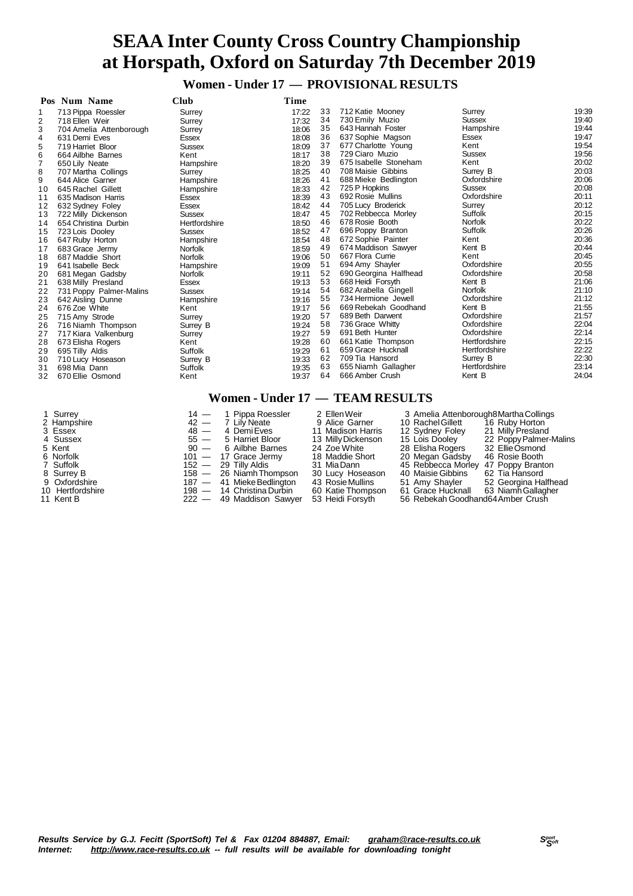# SEAA Inter County Cross Country Championship at Horspath, Oxford on Saturday 7th December 2019

## Women - Under 17 — PROVISIONAL RESULTS

| Pos | Num | Name | Club | Time |
|---|---|---|---|---|
| 1 | 713 | Pippa Roessler | Surrey | 17:22 |
| 2 | 718 | Ellen Weir | Surrey | 17:32 |
| 3 | 704 | Amelia Attenborough | Surrey | 18:06 |
| 4 | 631 | Demi Eves | Essex | 18:08 |
| 5 | 719 | Harriet Bloor | Sussex | 18:09 |
| 6 | 664 | Ailbhe Barnes | Kent | 18:17 |
| 7 | 650 | Lily Neate | Hampshire | 18:20 |
| 8 | 707 | Martha Collings | Surrey | 18:25 |
| 9 | 644 | Alice Garner | Hampshire | 18:26 |
| 10 | 645 | Rachel Gillett | Hampshire | 18:33 |
| 11 | 635 | Madison Harris | Essex | 18:39 |
| 12 | 632 | Sydney Foley | Essex | 18:42 |
| 13 | 722 | Milly Dickenson | Sussex | 18:47 |
| 14 | 654 | Christina Durbin | Hertfordshire | 18:50 |
| 15 | 723 | Lois Dooley | Sussex | 18:52 |
| 16 | 647 | Ruby Horton | Hampshire | 18:54 |
| 17 | 683 | Grace Jermy | Norfolk | 18:59 |
| 18 | 687 | Maddie Short | Norfolk | 19:06 |
| 19 | 641 | Isabelle Beck | Hampshire | 19:09 |
| 20 | 681 | Megan Gadsby | Norfolk | 19:11 |
| 21 | 638 | Milly Presland | Essex | 19:13 |
| 22 | 731 | Poppy Palmer-Malins | Sussex | 19:14 |
| 23 | 642 | Aisling Dunne | Hampshire | 19:16 |
| 24 | 676 | Zoe White | Kent | 19:17 |
| 25 | 715 | Amy Strode | Surrey | 19:20 |
| 26 | 716 | Niamh Thompson | Surrey B | 19:24 |
| 27 | 717 | Kiara Valkenburg | Surrey | 19:27 |
| 28 | 673 | Elisha Rogers | Kent | 19:28 |
| 29 | 695 | Tilly Aldis | Suffolk | 19:29 |
| 30 | 710 | Lucy Hoseason | Surrey B | 19:33 |
| 31 | 698 | Mia Dann | Suffolk | 19:35 |
| 32 | 670 | Ellie Osmond | Kent | 19:37 |
| 33 | 712 | Katie Mooney | Surrey | 19:39 |
| 34 | 730 | Emily Muzio | Sussex | 19:40 |
| 35 | 643 | Hannah Foster | Hampshire | 19:44 |
| 36 | 637 | Sophie Magson | Essex | 19:47 |
| 37 | 677 | Charlotte Young | Kent | 19:54 |
| 38 | 729 | Ciaro Muzio | Sussex | 19:56 |
| 39 | 675 | Isabelle Stoneham | Kent | 20:02 |
| 40 | 708 | Maisie Gibbins | Surrey B | 20:03 |
| 41 | 688 | Mieke Bedlington | Oxfordshire | 20:06 |
| 42 | 725 | P Hopkins | Sussex | 20:08 |
| 43 | 692 | Rosie Mullins | Oxfordshire | 20:11 |
| 44 | 705 | Lucy Broderick | Surrey | 20:12 |
| 45 | 702 | Rebbecca Morley | Suffolk | 20:15 |
| 46 | 678 | Rosie Booth | Norfolk | 20:22 |
| 47 | 696 | Poppy Branton | Suffolk | 20:26 |
| 48 | 672 | Sophie Painter | Kent | 20:36 |
| 49 | 674 | Maddison Sawyer | Kent B | 20:44 |
| 50 | 667 | Flora Currie | Kent | 20:45 |
| 51 | 694 | Amy Shayler | Oxfordshire | 20:55 |
| 52 | 690 | Georgina Halfhead | Oxfordshire | 20:58 |
| 53 | 668 | Heidi Forsyth | Kent B | 21:06 |
| 54 | 682 | Arabella Gingell | Norfolk | 21:10 |
| 55 | 734 | Hermione Jewell | Oxfordshire | 21:12 |
| 56 | 669 | Rebekah Goodhand | Kent B | 21:55 |
| 57 | 689 | Beth Darwent | Oxfordshire | 21:57 |
| 58 | 736 | Grace Whitty | Oxfordshire | 22:04 |
| 59 | 691 | Beth Hunter | Oxfordshire | 22:14 |
| 60 | 661 | Katie Thompson | Hertfordshire | 22:15 |
| 61 | 659 | Grace Hucknall | Hertfordshire | 22:22 |
| 62 | 709 | Tia Hansord | Surrey B | 22:30 |
| 63 | 655 | Niamh Gallagher | Hertfordshire | 23:14 |
| 64 | 666 | Amber Crush | Kent B | 24:04 |

## Women - Under 17 — TEAM RESULTS

| Pos | Team | Points | 1 | 2 | 3 | 4 |
|---|---|---|---|---|---|---|
| 1 | Surrey | 14 | 1 Pippa Roessler | 2 Ellen Weir | 3 Amelia Attenborough | 8 Martha Collings |
| 2 | Hampshire | 42 | 7 Lily Neate | 9 Alice Garner | 10 Rachel Gillett | 16 Ruby Horton |
| 3 | Essex | 48 | 4 Demi Eves | 11 Madison Harris | 12 Sydney Foley | 21 Milly Presland |
| 4 | Sussex | 55 | 5 Harriet Bloor | 13 Milly Dickenson | 15 Lois Dooley | 22 Poppy Palmer-Malins |
| 5 | Kent | 90 | 6 Ailbhe Barnes | 24 Zoe White | 28 Elisha Rogers | 32 Ellie Osmond |
| 6 | Norfolk | 101 | 17 Grace Jermy | 18 Maddie Short | 20 Megan Gadsby | 46 Rosie Booth |
| 7 | Suffolk | 152 | 29 Tilly Aldis | 31 Mia Dann | 45 Rebbecca Morley | 47 Poppy Branton |
| 8 | Surrey B | 158 | 26 Niamh Thompson | 30 Lucy Hoseason | 40 Maisie Gibbins | 62 Tia Hansord |
| 9 | Oxfordshire | 187 | 41 Mieke Bedlington | 43 Rosie Mullins | 51 Amy Shayler | 52 Georgina Halfhead |
| 10 | Hertfordshire | 198 | 14 Christina Durbin | 60 Katie Thompson | 61 Grace Hucknall | 63 Niamh Gallagher |
| 11 | Kent B | 222 | 49 Maddison Sawyer | 53 Heidi Forsyth | 56 Rebekah Goodhand | 64 Amber Crush |

*Results Service by G.J. Fecitt (SportSoft) Tel & Fax 01204 884887, Email: graham@race-results.co.uk*
*Internet: http://www.race-results.co.uk -- full results will be available for downloading tonight*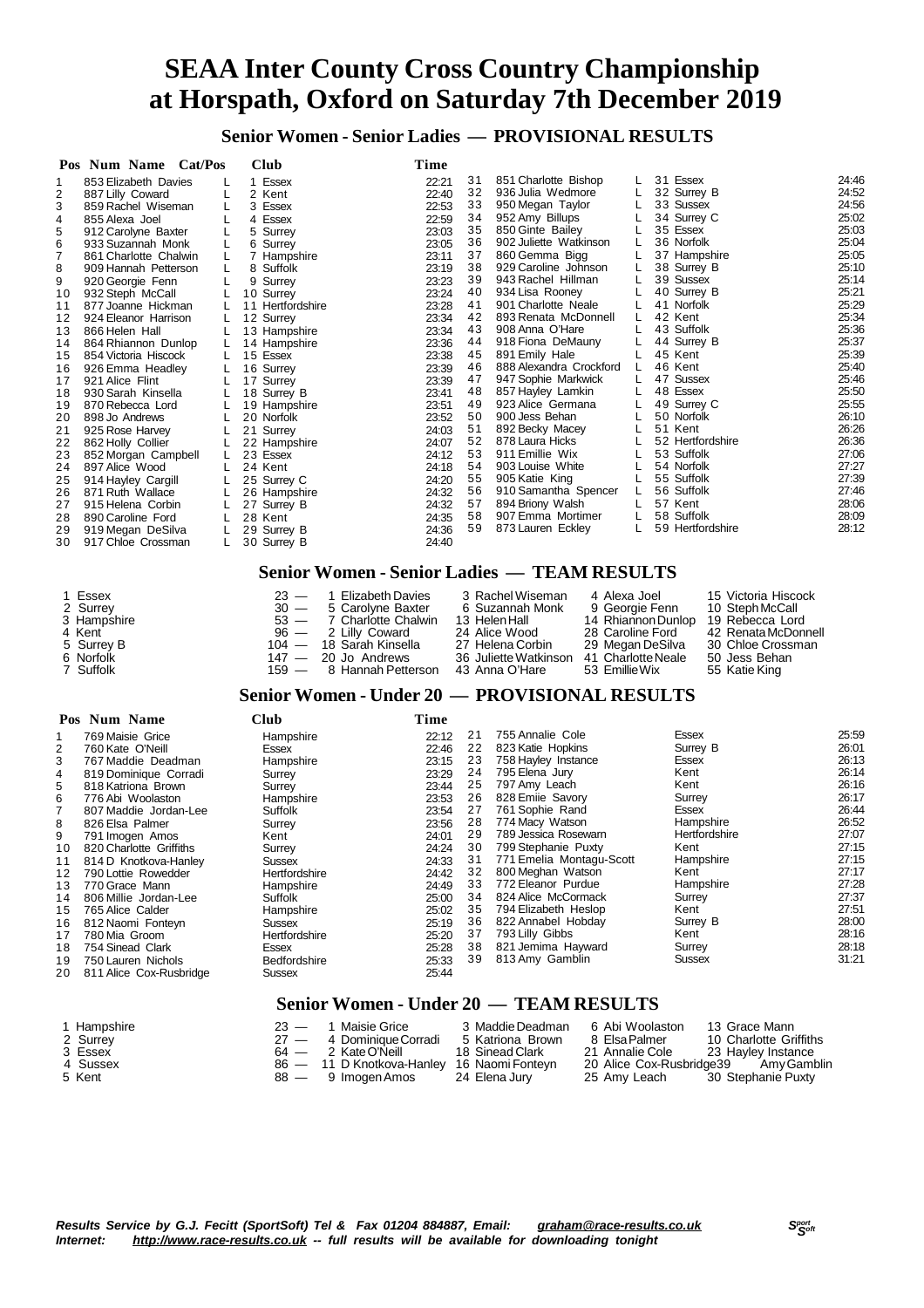# SEAA Inter County Cross Country Championship at Horspath, Oxford on Saturday 7th December 2019

## Senior Women - Senior Ladies — PROVISIONAL RESULTS

| Pos | Num | Name | Cat | Cat/Pos | Club | Time |
|---|---|---|---|---|---|---|
| 1 | 853 | Elizabeth Davies | L | 1 | Essex | 22:21 |
| 2 | 887 | Lilly Coward | L | 2 | Kent | 22:40 |
| 3 | 859 | Rachel Wiseman | L | 3 | Essex | 22:53 |
| 4 | 855 | Alexa Joel | L | 4 | Essex | 22:59 |
| 5 | 912 | Carolyne Baxter | L | 5 | Surrey | 23:03 |
| 6 | 933 | Suzannah Monk | L | 6 | Surrey | 23:05 |
| 7 | 861 | Charlotte Chalwin | L | 7 | Hampshire | 23:11 |
| 8 | 909 | Hannah Petterson | L | 8 | Suffolk | 23:19 |
| 9 | 920 | Georgie Fenn | L | 9 | Surrey | 23:23 |
| 10 | 932 | Steph McCall | L | 10 | Surrey | 23:24 |
| 11 | 877 | Joanne Hickman | L | 11 | Hertfordshire | 23:28 |
| 12 | 924 | Eleanor Harrison | L | 12 | Surrey | 23:34 |
| 13 | 866 | Helen Hall | L | 13 | Hampshire | 23:34 |
| 14 | 864 | Rhiannon Dunlop | L | 14 | Hampshire | 23:36 |
| 15 | 854 | Victoria Hiscock | L | 15 | Essex | 23:38 |
| 16 | 926 | Emma Headley | L | 16 | Surrey | 23:39 |
| 17 | 921 | Alice Flint | L | 17 | Surrey | 23:39 |
| 18 | 930 | Sarah Kinsella | L | 18 | Surrey B | 23:41 |
| 19 | 870 | Rebecca Lord | L | 19 | Hampshire | 23:51 |
| 20 | 898 | Jo Andrews | L | 20 | Norfolk | 23:52 |
| 21 | 925 | Rose Harvey | L | 21 | Surrey | 24:03 |
| 22 | 862 | Holly Collier | L | 22 | Hampshire | 24:07 |
| 23 | 852 | Morgan Campbell | L | 23 | Essex | 24:12 |
| 24 | 897 | Alice Wood | L | 24 | Kent | 24:18 |
| 25 | 914 | Hayley Cargill | L | 25 | Surrey C | 24:20 |
| 26 | 871 | Ruth Wallace | L | 26 | Hampshire | 24:32 |
| 27 | 915 | Helena Corbin | L | 27 | Surrey B | 24:32 |
| 28 | 890 | Caroline Ford | L | 28 | Kent | 24:35 |
| 29 | 919 | Megan DeSilva | L | 29 | Surrey B | 24:36 |
| 30 | 917 | Chloe Crossman | L | 30 | Surrey B | 24:40 |
| 31 | 851 | Charlotte Bishop | L | 31 | Essex | 24:46 |
| 32 | 936 | Julia Wedmore | L | 32 | Surrey B | 24:52 |
| 33 | 950 | Megan Taylor | L | 33 | Sussex | 24:56 |
| 34 | 952 | Amy Billups | L | 34 | Surrey C | 25:02 |
| 35 | 850 | Ginte Bailey | L | 35 | Essex | 25:03 |
| 36 | 902 | Juliette Watkinson | L | 36 | Norfolk | 25:04 |
| 37 | 860 | Gemma Bigg | L | 37 | Hampshire | 25:05 |
| 38 | 929 | Caroline Johnson | L | 38 | Surrey B | 25:10 |
| 39 | 943 | Rachel Hillman | L | 39 | Sussex | 25:14 |
| 40 | 934 | Lisa Rooney | L | 40 | Surrey B | 25:21 |
| 41 | 901 | Charlotte Neale | L | 41 | Norfolk | 25:29 |
| 42 | 893 | Renata McDonnell | L | 42 | Kent | 25:34 |
| 43 | 908 | Anna O'Hare | L | 43 | Suffolk | 25:36 |
| 44 | 918 | Fiona DeMauny | L | 44 | Surrey B | 25:37 |
| 45 | 891 | Emily Hale | L | 45 | Kent | 25:39 |
| 46 | 888 | Alexandra Crockford | L | 46 | Kent | 25:40 |
| 47 | 947 | Sophie Markwick | L | 47 | Sussex | 25:46 |
| 48 | 857 | Hayley Lamkin | L | 48 | Essex | 25:50 |
| 49 | 923 | Alice Germana | L | 49 | Surrey C | 25:55 |
| 50 | 900 | Jess Behan | L | 50 | Norfolk | 26:10 |
| 51 | 892 | Becky Macey | L | 51 | Kent | 26:26 |
| 52 | 878 | Laura Hicks | L | 52 | Hertfordshire | 26:36 |
| 53 | 911 | Emillie Wix | L | 53 | Suffolk | 27:06 |
| 54 | 903 | Louise White | L | 54 | Norfolk | 27:27 |
| 55 | 905 | Katie King | L | 55 | Suffolk | 27:39 |
| 56 | 910 | Samantha Spencer | L | 56 | Suffolk | 27:46 |
| 57 | 894 | Briony Walsh | L | 57 | Kent | 28:06 |
| 58 | 907 | Emma Mortimer | L | 58 | Suffolk | 28:09 |
| 59 | 873 | Lauren Eckley | L | 59 | Hertfordshire | 28:12 |

## Senior Women - Senior Ladies — TEAM RESULTS

| | | | | | | | |
|---|---|---|---|---|---|---|---|
| 1 | Essex | 23 — | 1 Elizabeth Davies | 3 Rachel Wiseman | 4 Alexa Joel | 15 Victoria Hiscock | |
| 2 | Surrey | 30 — | 5 Carolyne Baxter | 6 Suzannah Monk | 9 Georgie Fenn | 10 Steph McCall | |
| 3 | Hampshire | 53 — | 7 Charlotte Chalwin | 13 Helen Hall | 14 Rhiannon Dunlop | 19 Rebecca Lord | |
| 4 | Kent | 96 — | 2 Lilly Coward | 24 Alice Wood | 28 Caroline Ford | 42 Renata McDonnell | |
| 5 | Surrey B | 104 — | 18 Sarah Kinsella | 27 Helena Corbin | 29 Megan DeSilva | 30 Chloe Crossman | |
| 6 | Norfolk | 147 — | 20 Jo Andrews | 36 Juliette Watkinson | 41 Charlotte Neale | 50 Jess Behan | |
| 7 | Suffolk | 159 — | 8 Hannah Petterson | 43 Anna O'Hare | 53 Emillie Wix | 55 Katie King | |

## Senior Women - Under 20 — PROVISIONAL RESULTS

| Pos | Num | Name | Club | Time |
|---|---|---|---|---|
| 1 | 769 | Maisie Grice | Hampshire | 22:12 |
| 2 | 760 | Kate O'Neill | Essex | 22:46 |
| 3 | 767 | Maddie Deadman | Hampshire | 23:15 |
| 4 | 819 | Dominique Corradi | Surrey | 23:29 |
| 5 | 818 | Katriona Brown | Surrey | 23:44 |
| 6 | 776 | Abi Woolaston | Hampshire | 23:53 |
| 7 | 807 | Maddie Jordan-Lee | Suffolk | 23:54 |
| 8 | 826 | Elsa Palmer | Surrey | 23:56 |
| 9 | 791 | Imogen Amos | Kent | 24:01 |
| 10 | 820 | Charlotte Griffiths | Surrey | 24:24 |
| 11 | 814 | D Knotkova-Hanley | Sussex | 24:33 |
| 12 | 790 | Lottie Rowedder | Hertfordshire | 24:42 |
| 13 | 770 | Grace Mann | Hampshire | 24:49 |
| 14 | 806 | Millie Jordan-Lee | Suffolk | 25:00 |
| 15 | 765 | Alice Calder | Hampshire | 25:02 |
| 16 | 812 | Naomi Fonteyn | Sussex | 25:19 |
| 17 | 780 | Mia Groom | Hertfordshire | 25:20 |
| 18 | 754 | Sinead Clark | Essex | 25:28 |
| 19 | 750 | Lauren Nichols | Bedfordshire | 25:33 |
| 20 | 811 | Alice Cox-Rusbridge | Sussex | 25:44 |
| 21 | 755 | Annalie Cole | Essex | 25:59 |
| 22 | 823 | Katie Hopkins | Surrey B | 26:01 |
| 23 | 758 | Hayley Instance | Essex | 26:13 |
| 24 | 795 | Elena Jury | Kent | 26:14 |
| 25 | 797 | Amy Leach | Kent | 26:16 |
| 26 | 828 | Emiie Savory | Surrey | 26:17 |
| 27 | 761 | Sophie Rand | Essex | 26:44 |
| 28 | 774 | Macy Watson | Hampshire | 26:52 |
| 29 | 789 | Jessica Rosewarn | Hertfordshire | 27:07 |
| 30 | 799 | Stephanie Puxty | Kent | 27:15 |
| 31 | 771 | Emelia Montagu-Scott | Hampshire | 27:15 |
| 32 | 800 | Meghan Watson | Kent | 27:17 |
| 33 | 772 | Eleanor Purdue | Hampshire | 27:28 |
| 34 | 824 | Alice McCormack | Surrey | 27:37 |
| 35 | 794 | Elizabeth Heslop | Kent | 27:51 |
| 36 | 822 | Annabel Hobday | Surrey B | 28:00 |
| 37 | 793 | Lilly Gibbs | Kent | 28:16 |
| 38 | 821 | Jemima Hayward | Surrey | 28:18 |
| 39 | 813 | Amy Gamblin | Sussex | 31:21 |

## Senior Women - Under 20 — TEAM RESULTS

| | | | | | | |
|---|---|---|---|---|---|---|
| 1 | Hampshire | 23 — | 1 Maisie Grice | 3 Maddie Deadman | 6 Abi Woolaston | 13 Grace Mann |
| 2 | Surrey | 27 — | 4 Dominique Corradi | 5 Katriona Brown | 8 Elsa Palmer | 10 Charlotte Griffiths |
| 3 | Essex | 64 — | 2 Kate O'Neill | 18 Sinead Clark | 21 Annalie Cole | 23 Hayley Instance |
| 4 | Sussex | 86 — | 11 D Knotkova-Hanley | 16 Naomi Fonteyn | 20 Alice Cox-Rusbridge | 39 Amy Gamblin |
| 5 | Kent | 88 — | 9 Imogen Amos | 24 Elena Jury | 25 Amy Leach | 30 Stephanie Puxty |

*Results Service by G.J. Fecitt (SportSoft) Tel & Fax 01204 884887, Email: graham@race-results.co.uk*
*Internet: http://www.race-results.co.uk -- full results will be available for downloading tonight*